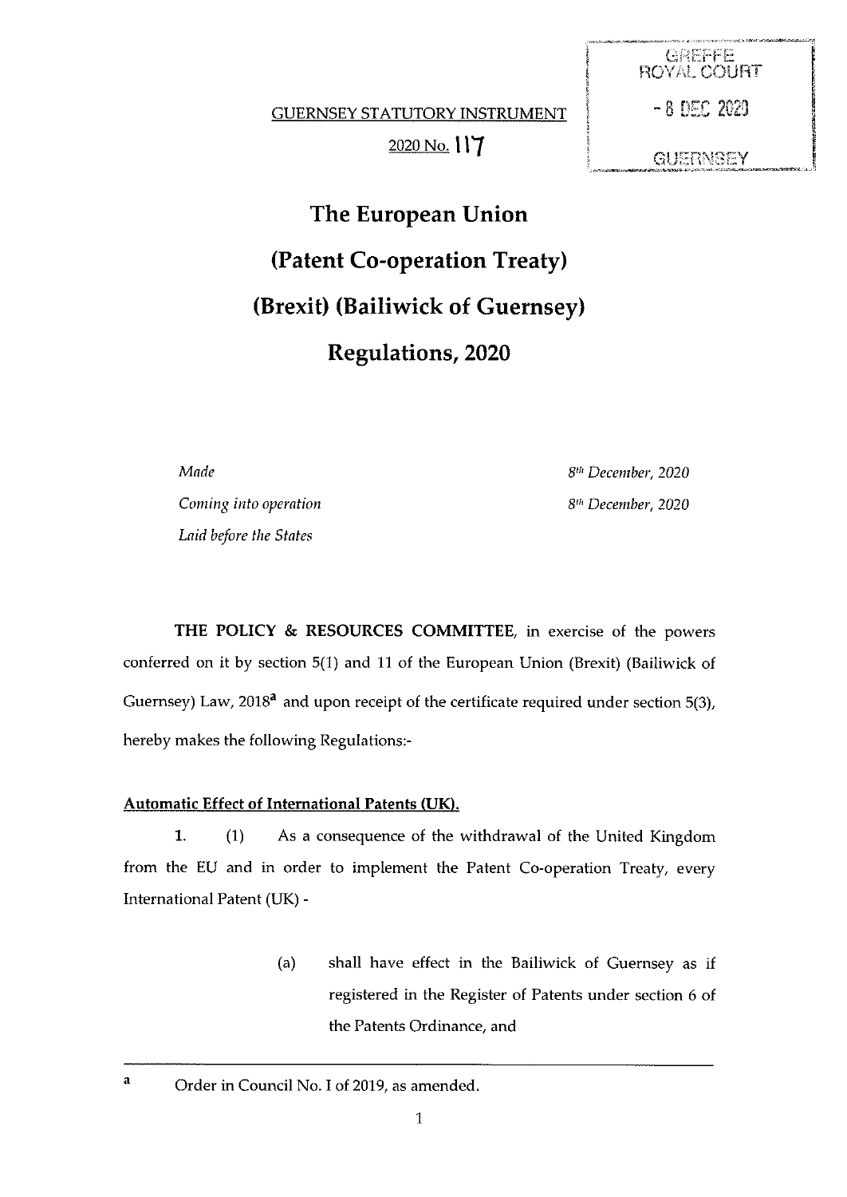GREFFE
ROYAL COURT

- 8 DEC 2020

GUERNSEY

GUERNSEY STATUTORY INSTRUMENT

2020 No. 117

# The European Union (Patent Co-operation Treaty) (Brexit) (Bailiwick of Guernsey) Regulations, 2020

| | |
|---|---|
| *Made* | *8th December, 2020* |
| *Coming into operation* | *8th December, 2020* |
| *Laid before the States* | |

**THE POLICY & RESOURCES COMMITTEE**, in exercise of the powers conferred on it by section 5(1) and 11 of the European Union (Brexit) (Bailiwick of Guernsey) Law, 2018[a] and upon receipt of the certificate required under section 5(3), hereby makes the following Regulations:-

**Automatic Effect of International Patents (UK).**

**1.** (1) As a consequence of the withdrawal of the United Kingdom from the EU and in order to implement the Patent Co-operation Treaty, every International Patent (UK) -

(a) shall have effect in the Bailiwick of Guernsey as if registered in the Register of Patents under section 6 of the Patents Ordinance, and

---

[a] Order in Council No. I of 2019, as amended.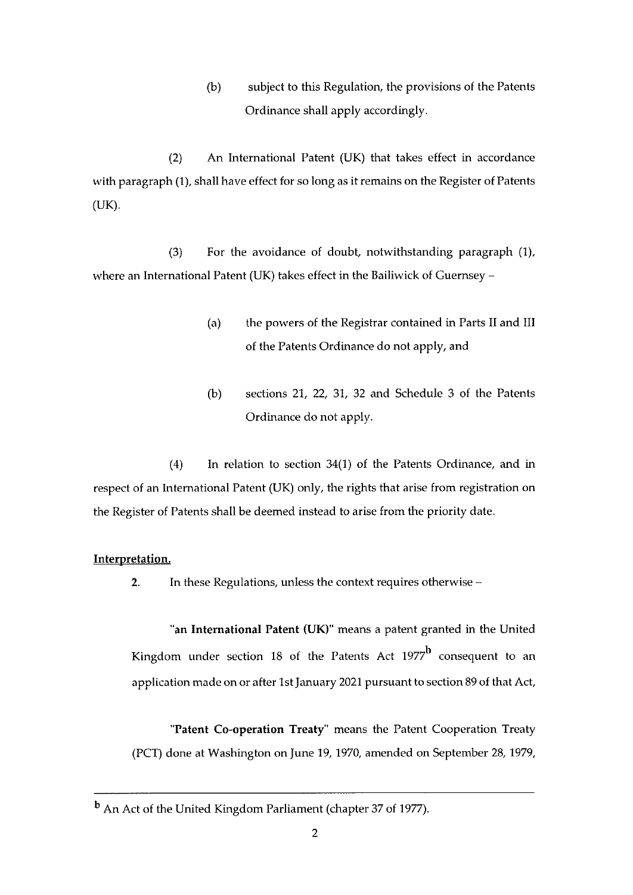(b) subject to this Regulation, the provisions of the Patents Ordinance shall apply accordingly.

(2) An International Patent (UK) that takes effect in accordance with paragraph (1), shall have effect for so long as it remains on the Register of Patents (UK).

(3) For the avoidance of doubt, notwithstanding paragraph (1), where an International Patent (UK) takes effect in the Bailiwick of Guernsey –

(a) the powers of the Registrar contained in Parts II and III of the Patents Ordinance do not apply, and

(b) sections 21, 22, 31, 32 and Schedule 3 of the Patents Ordinance do not apply.

(4) In relation to section 34(1) of the Patents Ordinance, and in respect of an International Patent (UK) only, the rights that arise from registration on the Register of Patents shall be deemed instead to arise from the priority date.

**Interpretation.**

**2.** In these Regulations, unless the context requires otherwise –

"**an International Patent (UK)**" means a patent granted in the United Kingdom under section 18 of the Patents Act 1977[b] consequent to an application made on or after 1st January 2021 pursuant to section 89 of that Act,

"**Patent Co-operation Treaty**" means the Patent Cooperation Treaty (PCT) done at Washington on June 19, 1970, amended on September 28, 1979,

---

[b] An Act of the United Kingdom Parliament (chapter 37 of 1977).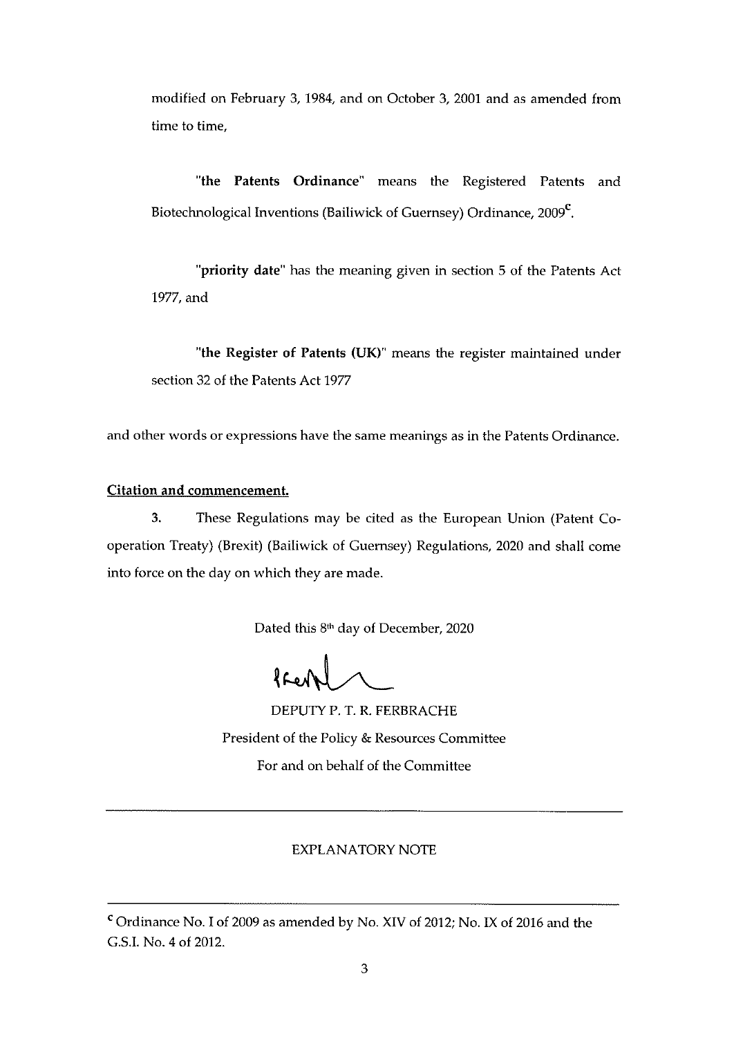modified on February 3, 1984, and on October 3, 2001 and as amended from time to time,

**"the Patents Ordinance"** means the Registered Patents and Biotechnological Inventions (Bailiwick of Guernsey) Ordinance, 2009[c].

**"priority date"** has the meaning given in section 5 of the Patents Act 1977, and

**"the Register of Patents (UK)"** means the register maintained under section 32 of the Patents Act 1977

and other words or expressions have the same meanings as in the Patents Ordinance.

**Citation and commencement.**

**3.** These Regulations may be cited as the European Union (Patent Co-operation Treaty) (Brexit) (Bailiwick of Guernsey) Regulations, 2020 and shall come into force on the day on which they are made.

Dated this 8th day of December, 2020

DEPUTY P. T. R. FERBRACHE
President of the Policy & Resources Committee
For and on behalf of the Committee

---

EXPLANATORY NOTE

---

[c] Ordinance No. I of 2009 as amended by No. XIV of 2012; No. IX of 2016 and the G.S.I. No. 4 of 2012.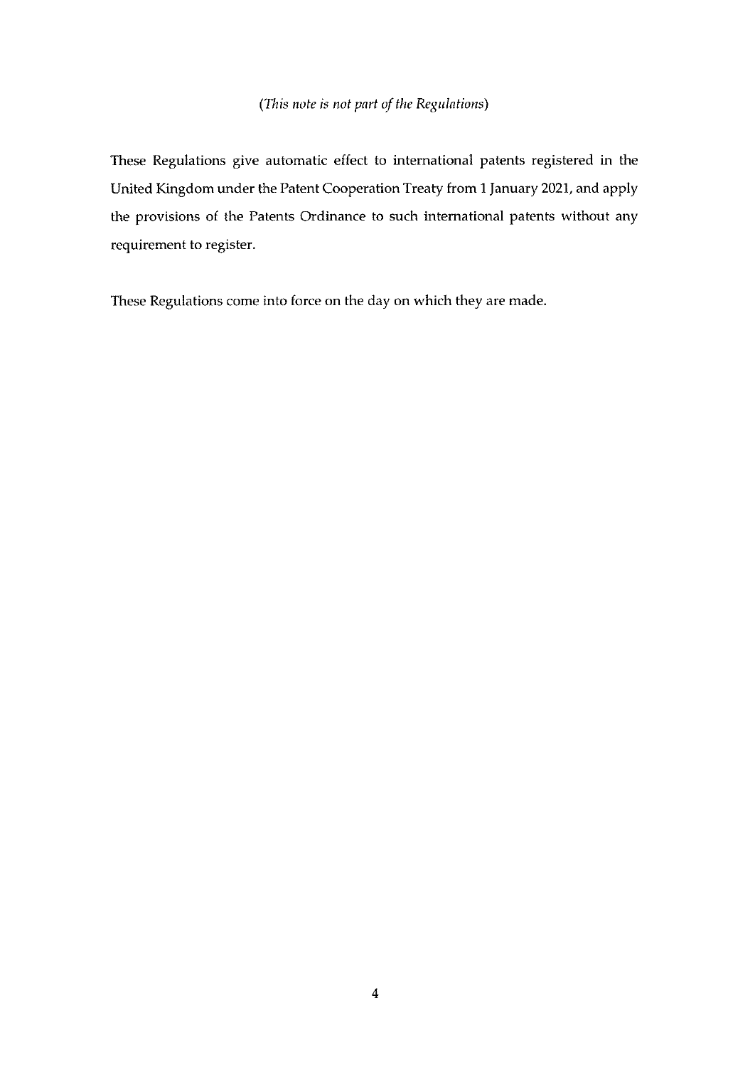*(This note is not part of the Regulations)*

These Regulations give automatic effect to international patents registered in the United Kingdom under the Patent Cooperation Treaty from 1 January 2021, and apply the provisions of the Patents Ordinance to such international patents without any requirement to register.

These Regulations come into force on the day on which they are made.